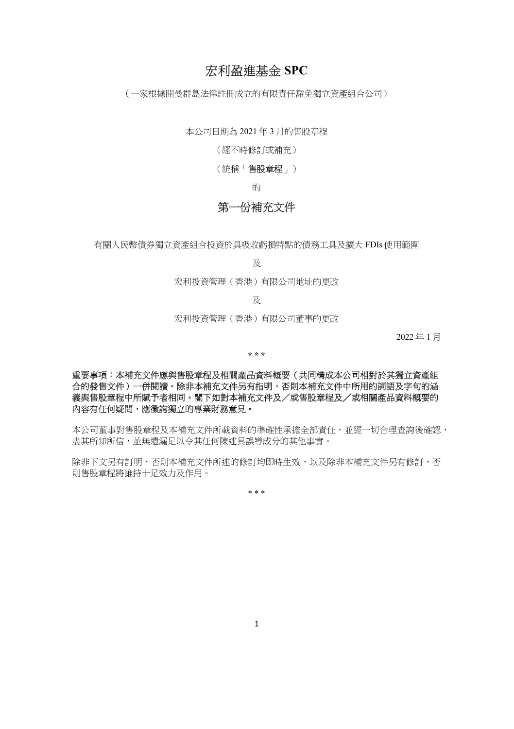# 宏利盈進基金 SPC

（一家根據開曼群島法律註冊成立的有限責任豁免獨立資產組合公司）

本公司日期為 2021 年 3 月的售股章程

（經不時修訂或補充）

（統稱「**售股章程**」）

的

# 第一份補充文件

有關人民幣債券獨立資產組合投資於具吸收虧損特點的債務工具及擴大 FDIs 使用範圍

及

宏利投資管理（香港）有限公司地址的更改

及

宏利投資管理（香港）有限公司董事的更改

2022 年 1 月

\* \* \*

**重要事項：本補充文件應與售股章程及相關產品資料概要（共同構成本公司相對於其獨立資產組合的發售文件）一併閱讀。除非本補充文件另有指明，否則本補充文件中所用的詞語及字句的涵義與售股章程中所賦予者相同。閣下如對本補充文件及／或售股章程及／或相關產品資料概要的內容有任何疑問，應徵詢獨立的專業財務意見。**

本公司董事對售股章程及本補充文件所載資料的準確性承擔全部責任，並經一切合理查詢後確認，盡其所知所信，並無遺漏足以令其任何陳述具誤導成分的其他事實。

除非下文另有訂明，否則本補充文件所述的修訂均即時生效，以及除非本補充文件另有修訂，否則售股章程將維持十足效力及作用。

\* \* \*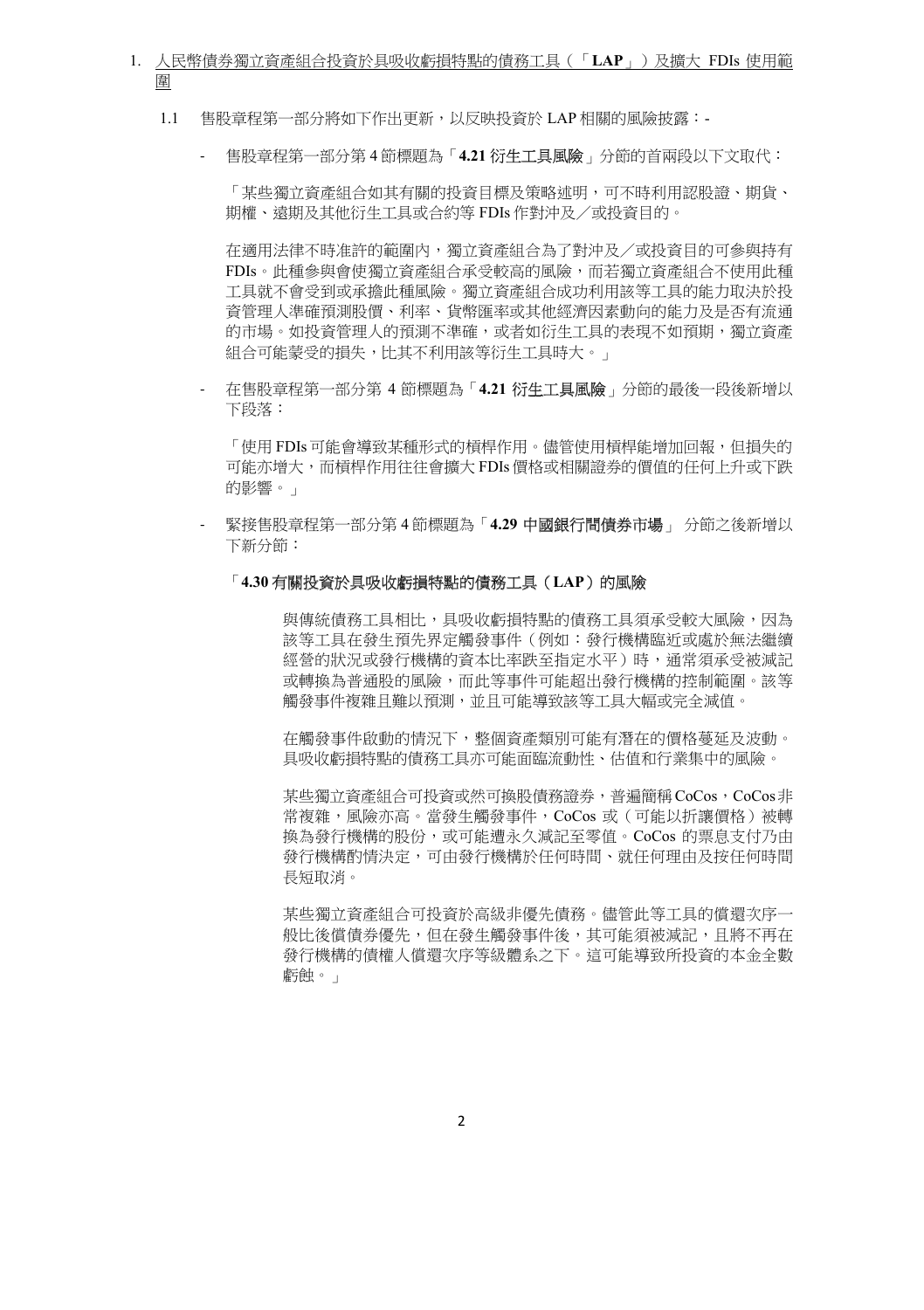1. <u>人民幣債券獨立資產組合投資於具吸收虧損特點的債務工具（「**LAP**」）及擴大 FDIs 使用範圍</u>

   1.1 售股章程第一部分將如下作出更新，以反映投資於 LAP 相關的風險披露：-

   - 售股章程第一部分第 4 節標題為「**4.21 衍生工具風險**」分節的首兩段以下文取代：

     「某些獨立資產組合如其有關的投資目標及策略述明，可不時利用認股證、期貨、期權、遠期及其他衍生工具或合約等 FDIs 作對沖及／或投資目的。

     在適用法律不時准許的範圍內，獨立資產組合為了對沖及／或投資目的可參與持有 FDIs。此種參與會使獨立資產組合承受較高的風險，而若獨立資產組合不使用此種工具就不會受到或承擔此種風險。獨立資產組合成功利用該等工具的能力取決於投資管理人準確預測股價、利率、貨幣匯率或其他經濟因素動向的能力及是否有流通的市場。如投資管理人的預測不準確，或者如衍生工具的表現不如預期，獨立資產組合可能蒙受的損失，比其不利用該等衍生工具時大。」

   - 在售股章程第一部分第 4 節標題為「**4.21 衍生工具風險**」分節的最後一段後新增以下段落：

     「使用 FDIs 可能會導致某種形式的槓桿作用。儘管使用槓桿能增加回報，但損失的可能亦增大，而槓桿作用往往會擴大 FDIs 價格或相關證券的價值的任何上升或下跌的影響。」

   - 緊接售股章程第一部分第 4 節標題為「**4.29 中國銀行間債券市場**」 分節之後新增以下新分節：

     「**4.30 有關投資於具吸收虧損特點的債務工具（LAP）的風險**

     與傳統債務工具相比，具吸收虧損特點的債務工具須承受較大風險，因為該等工具在發生預先界定觸發事件（例如：發行機構臨近或處於無法繼續經營的狀況或發行機構的資本比率跌至指定水平）時，通常須承受被減記或轉換為普通股的風險，而此等事件可能超出發行機構的控制範圍。該等觸發事件複雜且難以預測，並且可能導致該等工具大幅或完全減值。

     在觸發事件啟動的情況下，整個資產類別可能有潛在的價格蔓延及波動。具吸收虧損特點的債務工具亦可能面臨流動性、估值和行業集中的風險。

     某些獨立資產組合可投資或然可換股債務證券，普遍簡稱 CoCos，CoCos 非常複雜，風險亦高。當發生觸發事件，CoCos 或（可能以折讓價格）被轉換為發行機構的股份，或可能遭永久減記至零值。CoCos 的票息支付乃由發行機構酌情決定，可由發行機構於任何時間、就任何理由及按任何時間長短取消。

     某些獨立資產組合可投資於高級非優先債務。儘管此等工具的償還次序一般比後償債券優先，但在發生觸發事件後，其可能須被減記，且將不再在發行機構的債權人償還次序等級體系之下。這可能導致所投資的本金全數虧蝕。」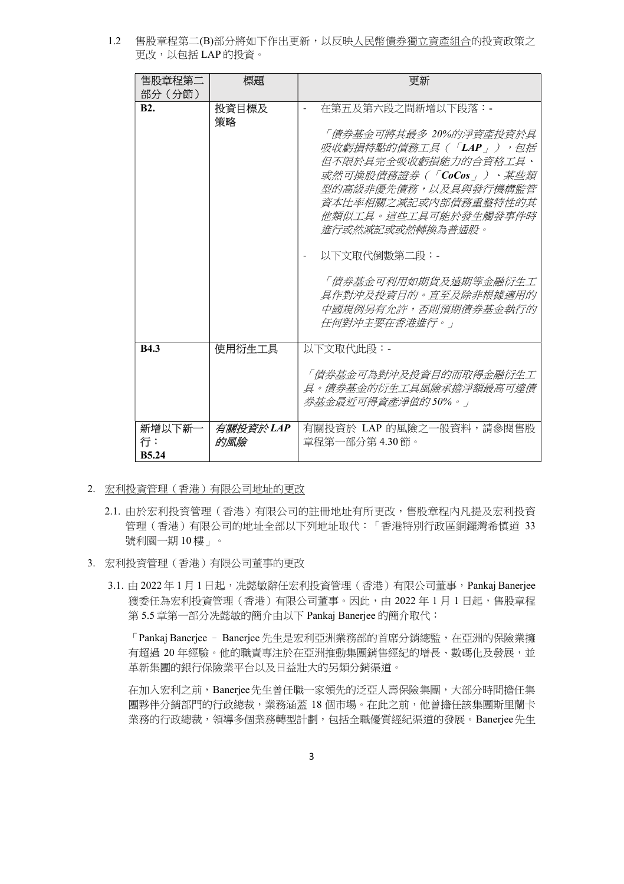1.2 售股章程第二(B)部分將如下作出更新，以反映<u>人民幣債券獨立資產組合</u>的投資政策之更改，以包括 LAP 的投資。

| 售股章程第二部分（分節） | 標題 | 更新 |
|---|---|---|
| **B2.** | 投資目標及策略 | - 在第五及第六段之間新增以下段落：-<br><br>*「債券基金可將其最多 20%的淨資產投資於具吸收虧損特點的債務工具（「**LAP**」），包括但不限於具完全吸收虧損能力的合資格工具、或然可換股債務證券（「**CoCos**」）、某些類型的高級非優先債務，以及具與發行機構監管資本比率相關之減記或內部債務重整特性的其他類似工具。這些工具可能於發生觸發事件時進行或然減記或或然轉換為普通股。*<br><br>- 以下文取代倒數第二段：-<br><br>*「債券基金可利用如期貨及遠期等金融衍生工具作對沖及投資目的。直至及除非根據適用的中國規例另有允許，否則預期債券基金執行的任何對沖主要在香港進行。」* |
| **B4.3** | 使用衍生工具 | 以下文取代此段：-<br><br>*「債券基金可為對沖及投資目的而取得金融衍生工具。債券基金的衍生工具風險承擔淨額最高可達債券基金最近可得資產淨值的 50%。」* |
| 新增以下新一行：<br>**B5.24** | *有關投資於 LAP 的風險* | 有關投資於 LAP 的風險之一般資料，請參閱售股章程第一部分第 4.30 節。 |

2. <u>宏利投資管理（香港）有限公司地址的更改</u>

   2.1. 由於宏利投資管理（香港）有限公司的註冊地址有所更改，售股章程內凡提及宏利投資管理（香港）有限公司的地址全部以下列地址取代：「香港特別行政區銅鑼灣希慎道 33 號利園一期 10 樓」。

3. 宏利投資管理（香港）有限公司董事的更改

   3.1. 由 2022 年 1 月 1 日起，冼懿敏辭任宏利投資管理（香港）有限公司董事，Pankaj Banerjee 獲委任為宏利投資管理（香港）有限公司董事。因此，由 2022 年 1 月 1 日起，售股章程第 5.5 章第一部分冼懿敏的簡介由以下 Pankaj Banerjee 的簡介取代：

   「Pankaj Banerjee – Banerjee 先生是宏利亞洲業務部的首席分銷總監，在亞洲的保險業擁有超過 20 年經驗。他的職責專注於在亞洲推動集團銷售經紀的增長、數碼化及發展，並革新集團的銀行保險業平台以及日益壯大的另類分銷渠道。

   在加入宏利之前，Banerjee 先生曾任職一家領先的泛亞人壽保險集團，大部分時間擔任集團夥伴分銷部門的行政總裁，業務涵蓋 18 個市場。在此之前，他曾擔任該集團斯里蘭卡業務的行政總裁，領導多個業務轉型計劃，包括全職優質經紀渠道的發展。Banerjee 先生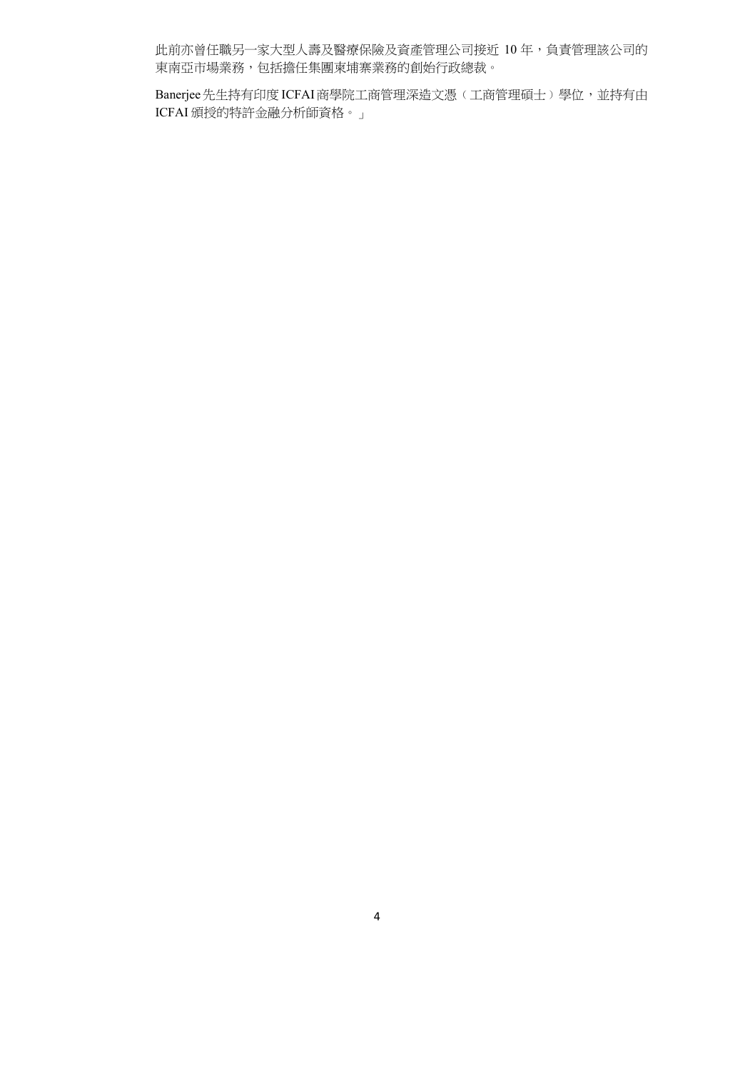此前亦曾任職另一家大型人壽及醫療保險及資產管理公司接近 10 年，負責管理該公司的東南亞市場業務，包括擔任集團柬埔寨業務的創始行政總裁。

Banerjee 先生持有印度 ICFAI 商學院工商管理深造文憑（工商管理碩士）學位，並持有由 ICFAI 頒授的特許金融分析師資格。」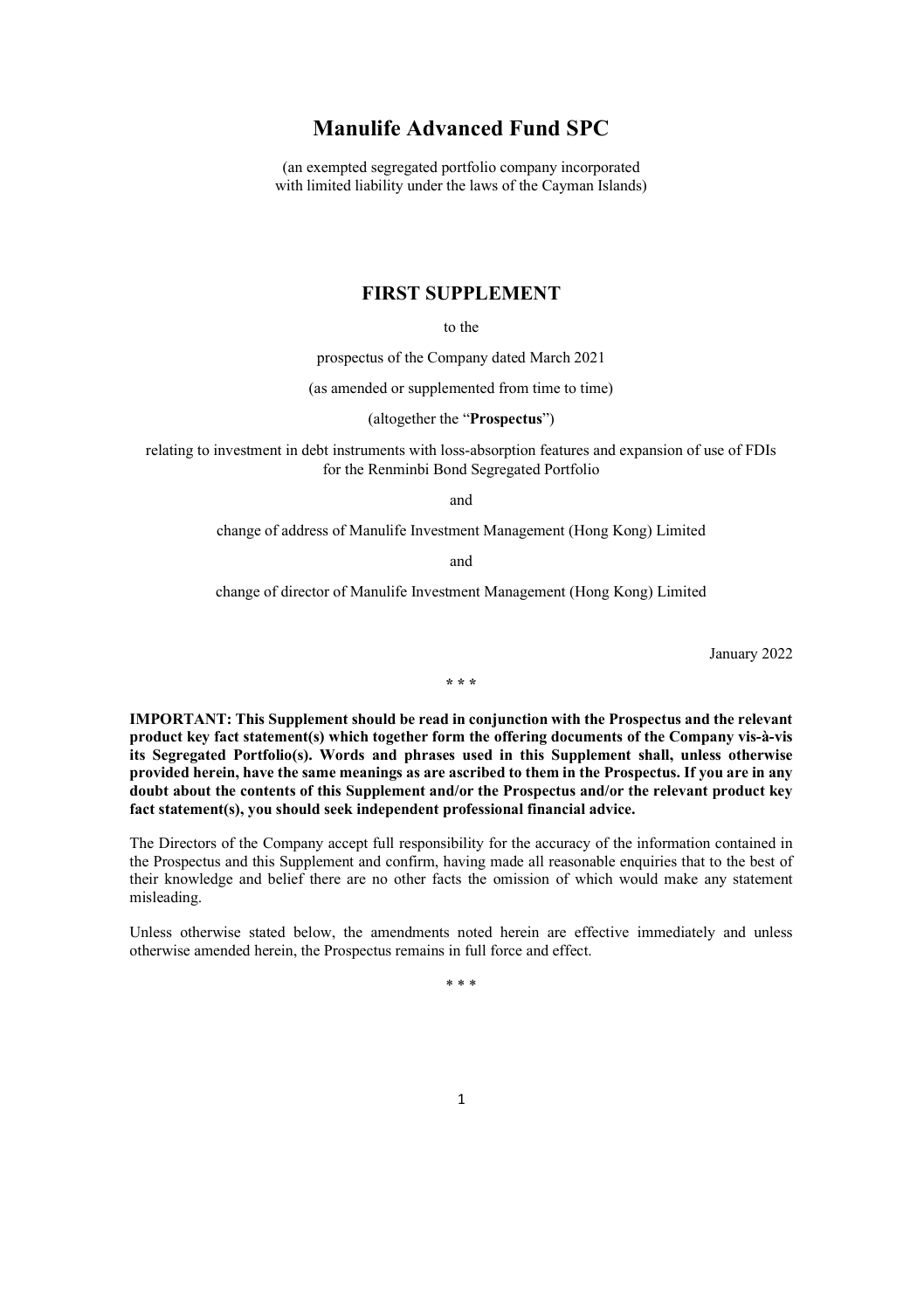# Manulife Advanced Fund SPC

(an exempted segregated portfolio company incorporated with limited liability under the laws of the Cayman Islands)

## FIRST SUPPLEMENT

to the

prospectus of the Company dated March 2021

(as amended or supplemented from time to time)

(altogether the "**Prospectus**")

relating to investment in debt instruments with loss-absorption features and expansion of use of FDIs for the Renminbi Bond Segregated Portfolio

and

change of address of Manulife Investment Management (Hong Kong) Limited

and

change of director of Manulife Investment Management (Hong Kong) Limited

January 2022

\* \* \*

**IMPORTANT: This Supplement should be read in conjunction with the Prospectus and the relevant product key fact statement(s) which together form the offering documents of the Company vis-à-vis its Segregated Portfolio(s). Words and phrases used in this Supplement shall, unless otherwise provided herein, have the same meanings as are ascribed to them in the Prospectus. If you are in any doubt about the contents of this Supplement and/or the Prospectus and/or the relevant product key fact statement(s), you should seek independent professional financial advice.**

The Directors of the Company accept full responsibility for the accuracy of the information contained in the Prospectus and this Supplement and confirm, having made all reasonable enquiries that to the best of their knowledge and belief there are no other facts the omission of which would make any statement misleading.

Unless otherwise stated below, the amendments noted herein are effective immediately and unless otherwise amended herein, the Prospectus remains in full force and effect.

\* \* \*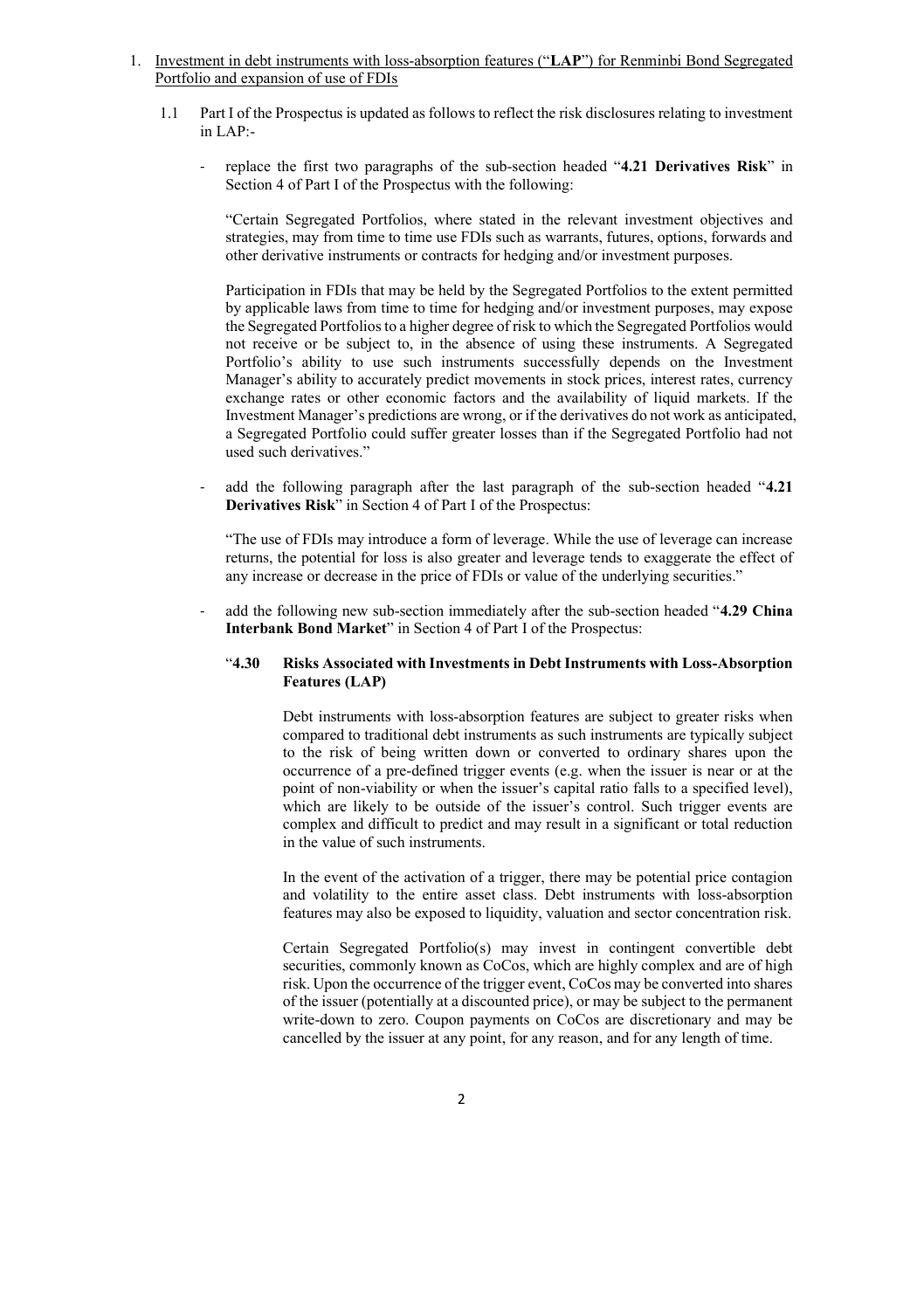1. <u>Investment in debt instruments with loss-absorption features ("**LAP**") for Renminbi Bond Segregated Portfolio and expansion of use of FDIs</u>

   1.1 Part I of the Prospectus is updated as follows to reflect the risk disclosures relating to investment in LAP:-

   - replace the first two paragraphs of the sub-section headed "**4.21 Derivatives Risk**" in Section 4 of Part I of the Prospectus with the following:

     "Certain Segregated Portfolios, where stated in the relevant investment objectives and strategies, may from time to time use FDIs such as warrants, futures, options, forwards and other derivative instruments or contracts for hedging and/or investment purposes.

     Participation in FDIs that may be held by the Segregated Portfolios to the extent permitted by applicable laws from time to time for hedging and/or investment purposes, may expose the Segregated Portfolios to a higher degree of risk to which the Segregated Portfolios would not receive or be subject to, in the absence of using these instruments. A Segregated Portfolio's ability to use such instruments successfully depends on the Investment Manager's ability to accurately predict movements in stock prices, interest rates, currency exchange rates or other economic factors and the availability of liquid markets. If the Investment Manager's predictions are wrong, or if the derivatives do not work as anticipated, a Segregated Portfolio could suffer greater losses than if the Segregated Portfolio had not used such derivatives."

   - add the following paragraph after the last paragraph of the sub-section headed "**4.21 Derivatives Risk**" in Section 4 of Part I of the Prospectus:

     "The use of FDIs may introduce a form of leverage. While the use of leverage can increase returns, the potential for loss is also greater and leverage tends to exaggerate the effect of any increase or decrease in the price of FDIs or value of the underlying securities."

   - add the following new sub-section immediately after the sub-section headed "**4.29 China Interbank Bond Market**" in Section 4 of Part I of the Prospectus:

     "**4.30 Risks Associated with Investments in Debt Instruments with Loss-Absorption Features (LAP)**

     Debt instruments with loss-absorption features are subject to greater risks when compared to traditional debt instruments as such instruments are typically subject to the risk of being written down or converted to ordinary shares upon the occurrence of a pre-defined trigger events (e.g. when the issuer is near or at the point of non-viability or when the issuer's capital ratio falls to a specified level), which are likely to be outside of the issuer's control. Such trigger events are complex and difficult to predict and may result in a significant or total reduction in the value of such instruments.

     In the event of the activation of a trigger, there may be potential price contagion and volatility to the entire asset class. Debt instruments with loss-absorption features may also be exposed to liquidity, valuation and sector concentration risk.

     Certain Segregated Portfolio(s) may invest in contingent convertible debt securities, commonly known as CoCos, which are highly complex and are of high risk. Upon the occurrence of the trigger event, CoCos may be converted into shares of the issuer (potentially at a discounted price), or may be subject to the permanent write-down to zero. Coupon payments on CoCos are discretionary and may be cancelled by the issuer at any point, for any reason, and for any length of time.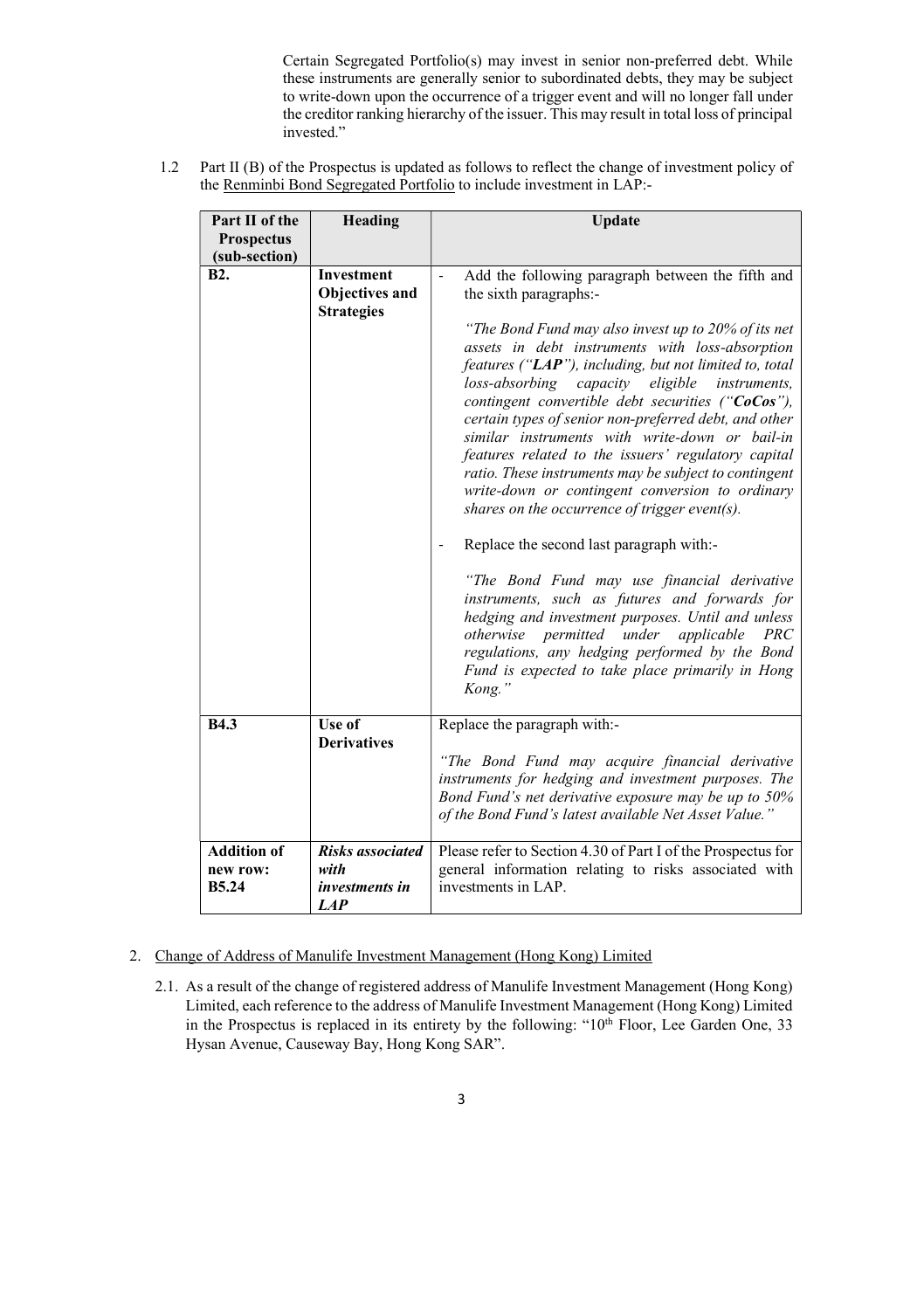Certain Segregated Portfolio(s) may invest in senior non-preferred debt. While these instruments are generally senior to subordinated debts, they may be subject to write-down upon the occurrence of a trigger event and will no longer fall under the creditor ranking hierarchy of the issuer. This may result in total loss of principal invested."

1.2 Part II (B) of the Prospectus is updated as follows to reflect the change of investment policy of the Renminbi Bond Segregated Portfolio to include investment in LAP:-

| Part II of the Prospectus (sub-section) | Heading | Update |
|---|---|---|
| **B2.** | **Investment Objectives and Strategies** | - Add the following paragraph between the fifth and the sixth paragraphs:- <br><br> *"The Bond Fund may also invest up to 20% of its net assets in debt instruments with loss-absorption features ("**LAP**"), including, but not limited to, total loss-absorbing capacity eligible instruments, contingent convertible debt securities ("**CoCos**"), certain types of senior non-preferred debt, and other similar instruments with write-down or bail-in features related to the issuers' regulatory capital ratio. These instruments may be subject to contingent write-down or contingent conversion to ordinary shares on the occurrence of trigger event(s).* <br><br> - Replace the second last paragraph with:- <br><br> *"The Bond Fund may use financial derivative instruments, such as futures and forwards for hedging and investment purposes. Until and unless otherwise permitted under applicable PRC regulations, any hedging performed by the Bond Fund is expected to take place primarily in Hong Kong."* |
| **B4.3** | **Use of Derivatives** | Replace the paragraph with:- <br><br> *"The Bond Fund may acquire financial derivative instruments for hedging and investment purposes. The Bond Fund's net derivative exposure may be up to 50% of the Bond Fund's latest available Net Asset Value."* |
| **Addition of new row: B5.24** | ***Risks associated with investments in LAP*** | Please refer to Section 4.30 of Part I of the Prospectus for general information relating to risks associated with investments in LAP. |

2. Change of Address of Manulife Investment Management (Hong Kong) Limited

2.1. As a result of the change of registered address of Manulife Investment Management (Hong Kong) Limited, each reference to the address of Manulife Investment Management (Hong Kong) Limited in the Prospectus is replaced in its entirety by the following: "10th Floor, Lee Garden One, 33 Hysan Avenue, Causeway Bay, Hong Kong SAR".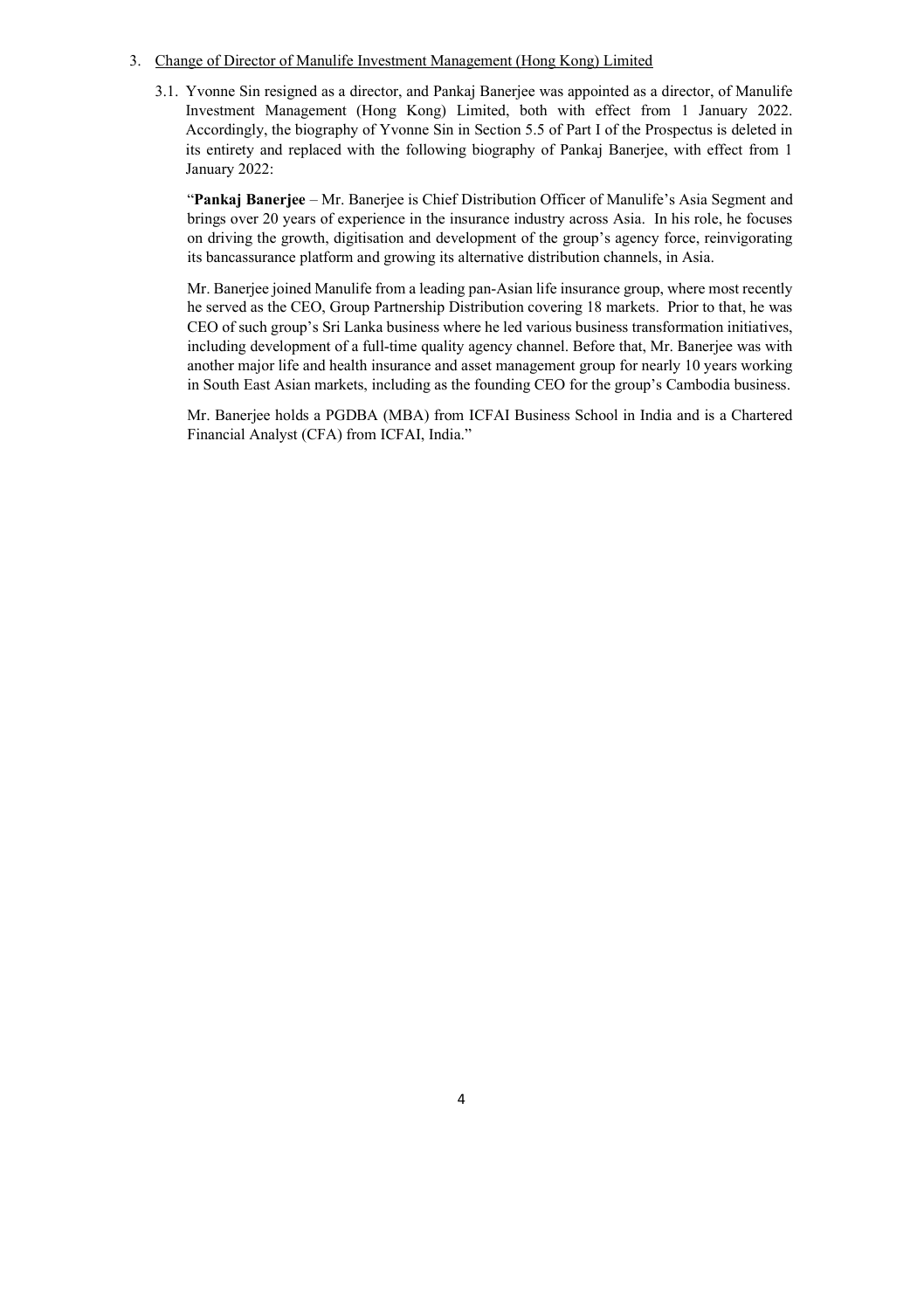3. <u>Change of Director of Manulife Investment Management (Hong Kong) Limited</u>

   3.1. Yvonne Sin resigned as a director, and Pankaj Banerjee was appointed as a director, of Manulife Investment Management (Hong Kong) Limited, both with effect from 1 January 2022. Accordingly, the biography of Yvonne Sin in Section 5.5 of Part I of the Prospectus is deleted in its entirety and replaced with the following biography of Pankaj Banerjee, with effect from 1 January 2022:

   "**Pankaj Banerjee** – Mr. Banerjee is Chief Distribution Officer of Manulife's Asia Segment and brings over 20 years of experience in the insurance industry across Asia. In his role, he focuses on driving the growth, digitisation and development of the group's agency force, reinvigorating its bancassurance platform and growing its alternative distribution channels, in Asia.

   Mr. Banerjee joined Manulife from a leading pan-Asian life insurance group, where most recently he served as the CEO, Group Partnership Distribution covering 18 markets. Prior to that, he was CEO of such group's Sri Lanka business where he led various business transformation initiatives, including development of a full-time quality agency channel. Before that, Mr. Banerjee was with another major life and health insurance and asset management group for nearly 10 years working in South East Asian markets, including as the founding CEO for the group's Cambodia business.

   Mr. Banerjee holds a PGDBA (MBA) from ICFAI Business School in India and is a Chartered Financial Analyst (CFA) from ICFAI, India."